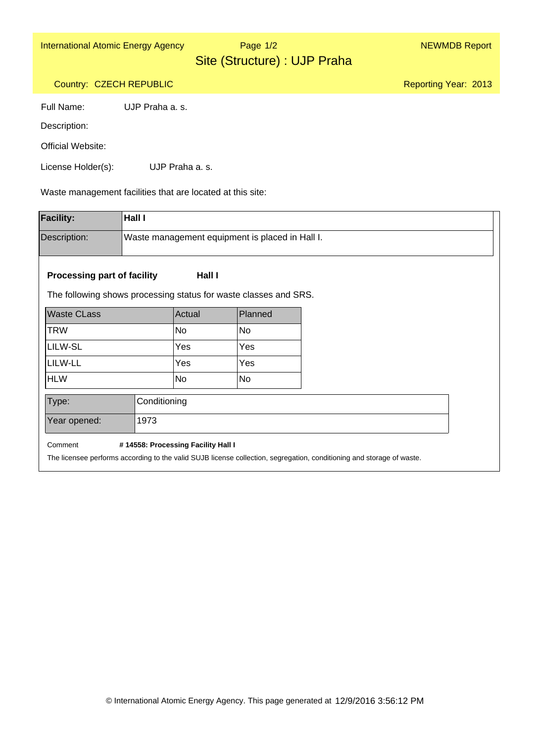# Site (Structure) : UJP Praha

**Country:** CZECH REPUBLIC

**Reporting Year:** 2013

Full Name: UJP Praha a. s.

Description:

Official Website:

License Holder(s): UJP Praha a. s.

Waste management facilities that are located at this site:

| | |
|---|---|
| **Facility:** | **Hall I** |
| Description: | Waste management equipment is placed in Hall I. |

### Processing part of facility Hall I

The following shows processing status for waste classes and SRS.

| Waste CLass | Actual | Planned |
|---|---|---|
| TRW | No | No |
| LILW-SL | Yes | Yes |
| LILW-LL | Yes | Yes |
| HLW | No | No |

| | |
|---|---|
| Type: | Conditioning |
| Year opened: | 1973 |

Comment **# 14558: Processing Facility Hall I**

The licensee performs according to the valid SUJB license collection, segregation, conditioning and storage of waste.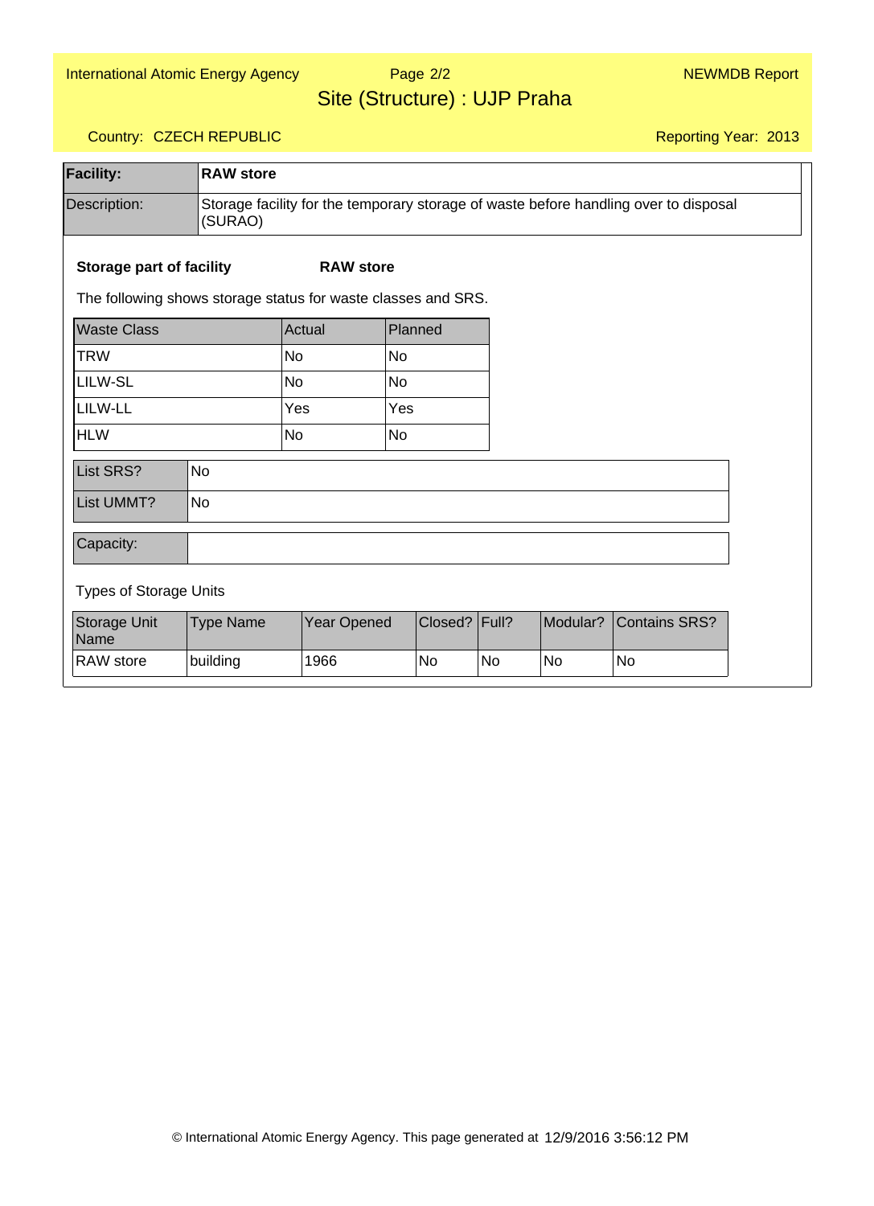Site (Structure) : UJP Praha

Country: CZECH REPUBLIC

Reporting Year: 2013

| | |
|---|---|
| **Facility:** | **RAW store** |
| Description: | Storage facility for the temporary storage of waste before handling over to disposal (SURAO) |

**Storage part of facility** **RAW store**

The following shows storage status for waste classes and SRS.

| Waste Class | Actual | Planned |
|---|---|---|
| TRW | No | No |
| LILW-SL | No | No |
| LILW-LL | Yes | Yes |
| HLW | No | No |

| | |
|---|---|
| List SRS? | No |
| List UMMT? | No |

| | |
|---|---|
| Capacity: | |

Types of Storage Units

| Storage Unit Name | Type Name | Year Opened | Closed? | Full? | Modular? | Contains SRS? |
|---|---|---|---|---|---|---|
| RAW store | building | 1966 | No | No | No | No |

© International Atomic Energy Agency. This page generated at 12/9/2016 3:56:12 PM